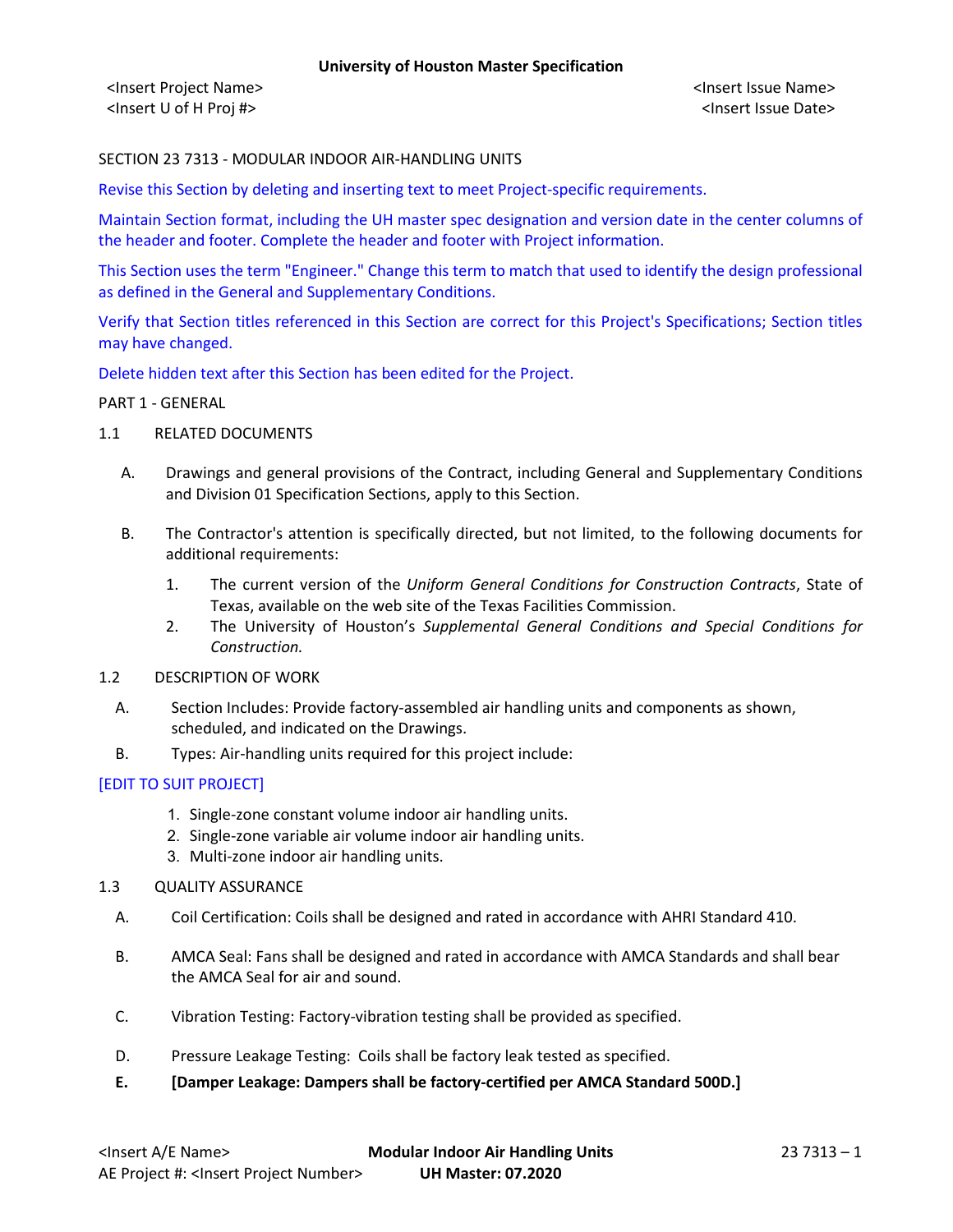SECTION 23 7313 - MODULAR INDOOR AIR-HANDLING UNITS

Revise this Section by deleting and inserting text to meet Project-specific requirements.

Maintain Section format, including the UH master spec designation and version date in the center columns of the header and footer. Complete the header and footer with Project information.

This Section uses the term "Engineer." Change this term to match that used to identify the design professional as defined in the General and Supplementary Conditions.

Verify that Section titles referenced in this Section are correct for this Project's Specifications; Section titles may have changed.

Delete hidden text after this Section has been edited for the Project.

PART 1 - GENERAL

1.1 RELATED DOCUMENTS

A. Drawings and general provisions of the Contract, including General and Supplementary Conditions and Division 01 Specification Sections, apply to this Section.

B. The Contractor's attention is specifically directed, but not limited, to the following documents for additional requirements:

1. The current version of the *Uniform General Conditions for Construction Contracts*, State of Texas, available on the web site of the Texas Facilities Commission.
2. The University of Houston's *Supplemental General Conditions and Special Conditions for Construction.*

1.2 DESCRIPTION OF WORK

A. Section Includes: Provide factory-assembled air handling units and components as shown, scheduled, and indicated on the Drawings.

B. Types: Air-handling units required for this project include:

[EDIT TO SUIT PROJECT]

1. Single-zone constant volume indoor air handling units.
2. Single-zone variable air volume indoor air handling units.
3. Multi-zone indoor air handling units.

1.3 QUALITY ASSURANCE

A. Coil Certification: Coils shall be designed and rated in accordance with AHRI Standard 410.

B. AMCA Seal: Fans shall be designed and rated in accordance with AMCA Standards and shall bear the AMCA Seal for air and sound.

C. Vibration Testing: Factory-vibration testing shall be provided as specified.

D. Pressure Leakage Testing: Coils shall be factory leak tested as specified.

**E. [Damper Leakage: Dampers shall be factory-certified per AMCA Standard 500D.]**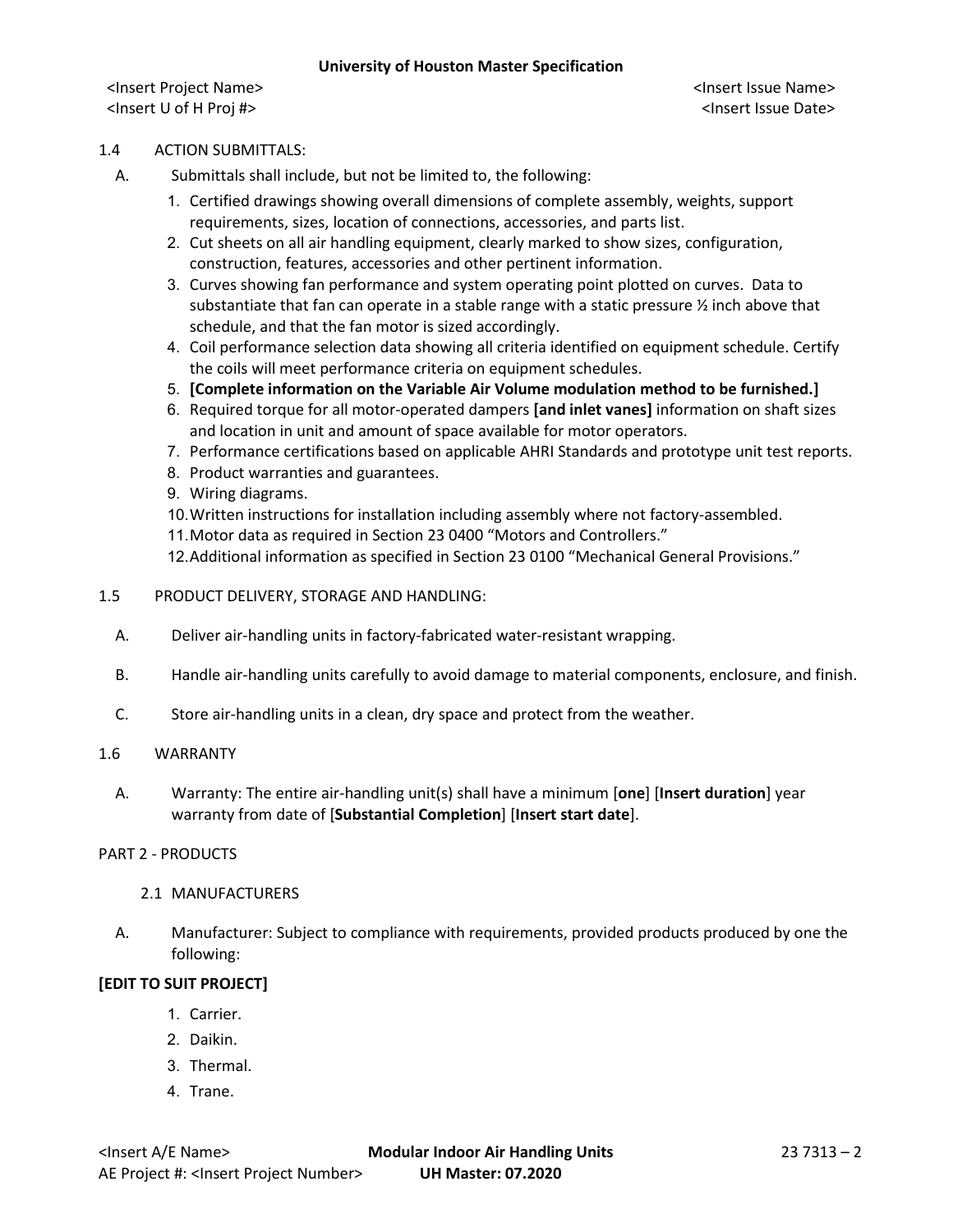1.4 ACTION SUBMITTALS:

A. Submittals shall include, but not be limited to, the following:

1. Certified drawings showing overall dimensions of complete assembly, weights, support requirements, sizes, location of connections, accessories, and parts list.
2. Cut sheets on all air handling equipment, clearly marked to show sizes, configuration, construction, features, accessories and other pertinent information.
3. Curves showing fan performance and system operating point plotted on curves. Data to substantiate that fan can operate in a stable range with a static pressure ½ inch above that schedule, and that the fan motor is sized accordingly.
4. Coil performance selection data showing all criteria identified on equipment schedule. Certify the coils will meet performance criteria on equipment schedules.
5. **[Complete information on the Variable Air Volume modulation method to be furnished.]**
6. Required torque for all motor-operated dampers **[and inlet vanes]** information on shaft sizes and location in unit and amount of space available for motor operators.
7. Performance certifications based on applicable AHRI Standards and prototype unit test reports.
8. Product warranties and guarantees.
9. Wiring diagrams.
10. Written instructions for installation including assembly where not factory-assembled.
11. Motor data as required in Section 23 0400 “Motors and Controllers.”
12. Additional information as specified in Section 23 0100 “Mechanical General Provisions.”

1.5 PRODUCT DELIVERY, STORAGE AND HANDLING:

A. Deliver air-handling units in factory-fabricated water-resistant wrapping.

B. Handle air-handling units carefully to avoid damage to material components, enclosure, and finish.

C. Store air-handling units in a clean, dry space and protect from the weather.

1.6 WARRANTY

A. Warranty: The entire air-handling unit(s) shall have a minimum [**one**] [**Insert duration**] year warranty from date of [**Substantial Completion**] [**Insert start date**].

PART 2 - PRODUCTS

2.1 MANUFACTURERS

A. Manufacturer: Subject to compliance with requirements, provided products produced by one the following:

**[EDIT TO SUIT PROJECT]**

1. Carrier.
2. Daikin.
3. Thermal.
4. Trane.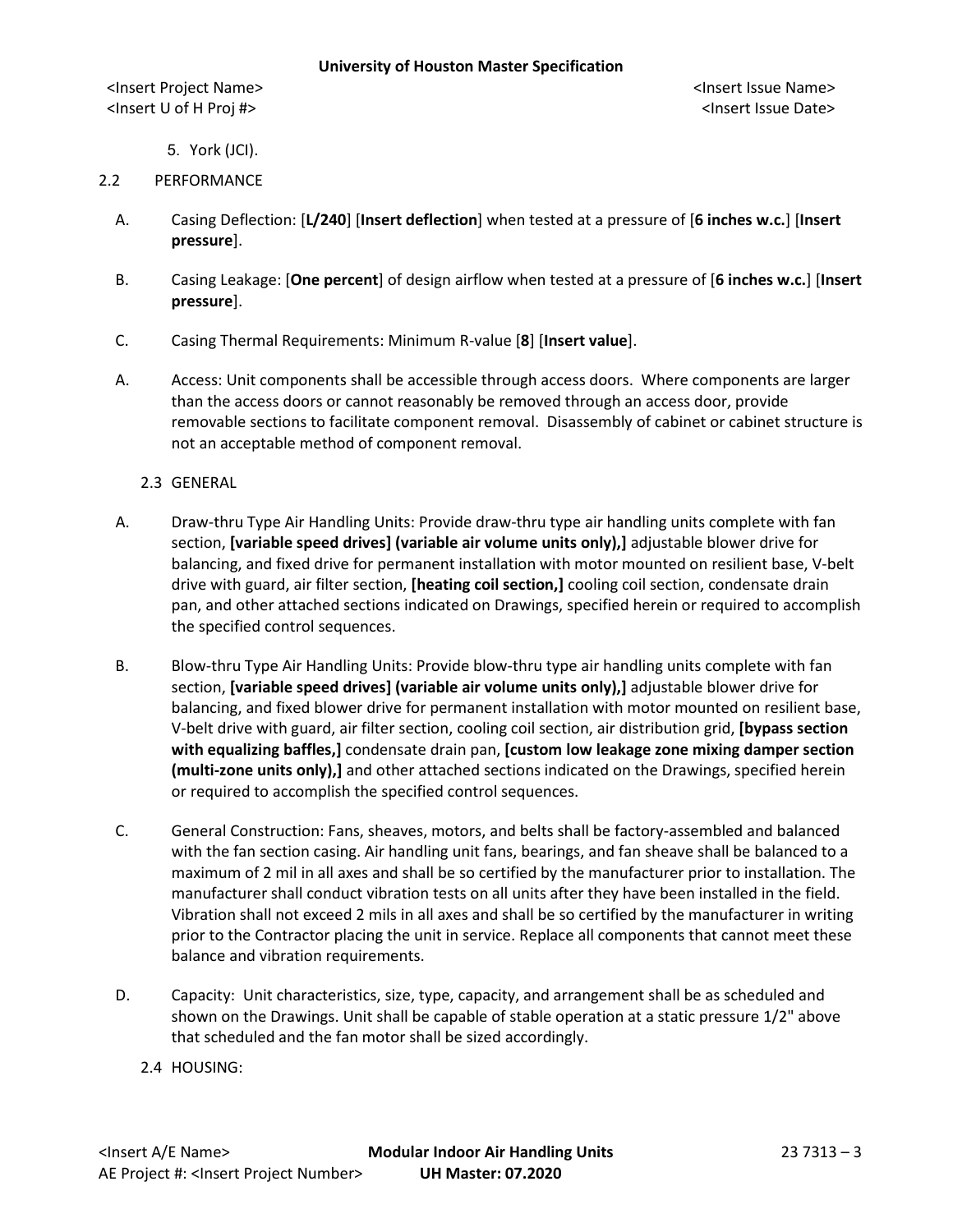5. York (JCI).

2.2 PERFORMANCE

A. Casing Deflection: [**L/240**] [**Insert deflection**] when tested at a pressure of [**6 inches w.c.**] [**Insert pressure**].

B. Casing Leakage: [**One percent**] of design airflow when tested at a pressure of [**6 inches w.c.**] [**Insert pressure**].

C. Casing Thermal Requirements: Minimum R-value [**8**] [**Insert value**].

A. Access: Unit components shall be accessible through access doors. Where components are larger than the access doors or cannot reasonably be removed through an access door, provide removable sections to facilitate component removal. Disassembly of cabinet or cabinet structure is not an acceptable method of component removal.

2.3 GENERAL

A. Draw-thru Type Air Handling Units: Provide draw-thru type air handling units complete with fan section, **[variable speed drives] (variable air volume units only),]** adjustable blower drive for balancing, and fixed drive for permanent installation with motor mounted on resilient base, V-belt drive with guard, air filter section, **[heating coil section,]** cooling coil section, condensate drain pan, and other attached sections indicated on Drawings, specified herein or required to accomplish the specified control sequences.

B. Blow-thru Type Air Handling Units: Provide blow-thru type air handling units complete with fan section, **[variable speed drives] (variable air volume units only),]** adjustable blower drive for balancing, and fixed blower drive for permanent installation with motor mounted on resilient base, V-belt drive with guard, air filter section, cooling coil section, air distribution grid, **[bypass section with equalizing baffles,]** condensate drain pan, **[custom low leakage zone mixing damper section (multi-zone units only),]** and other attached sections indicated on the Drawings, specified herein or required to accomplish the specified control sequences.

C. General Construction: Fans, sheaves, motors, and belts shall be factory-assembled and balanced with the fan section casing. Air handling unit fans, bearings, and fan sheave shall be balanced to a maximum of 2 mil in all axes and shall be so certified by the manufacturer prior to installation. The manufacturer shall conduct vibration tests on all units after they have been installed in the field. Vibration shall not exceed 2 mils in all axes and shall be so certified by the manufacturer in writing prior to the Contractor placing the unit in service. Replace all components that cannot meet these balance and vibration requirements.

D. Capacity: Unit characteristics, size, type, capacity, and arrangement shall be as scheduled and shown on the Drawings. Unit shall be capable of stable operation at a static pressure 1/2" above that scheduled and the fan motor shall be sized accordingly.

2.4 HOUSING: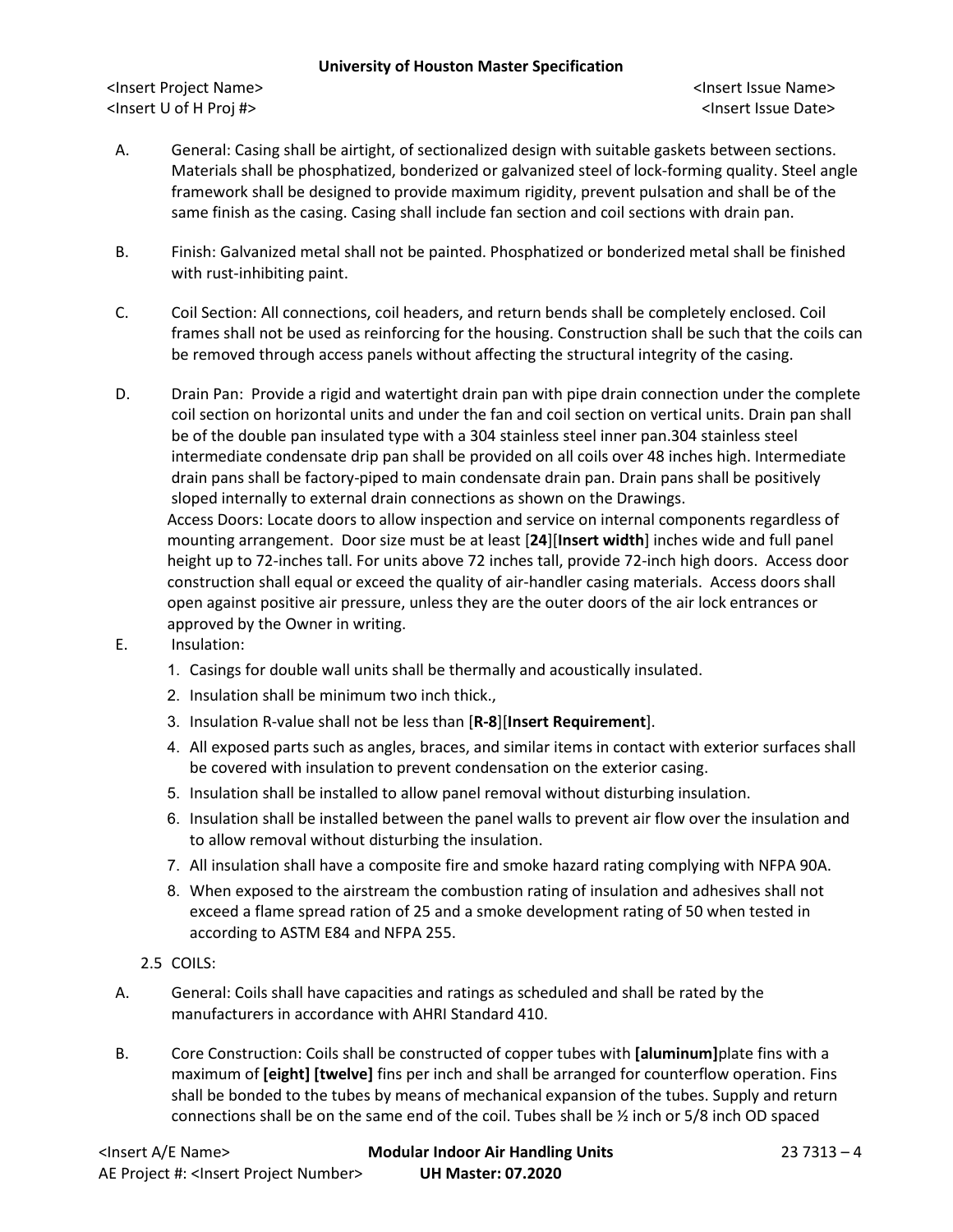A. General: Casing shall be airtight, of sectionalized design with suitable gaskets between sections. Materials shall be phosphatized, bonderized or galvanized steel of lock-forming quality. Steel angle framework shall be designed to provide maximum rigidity, prevent pulsation and shall be of the same finish as the casing. Casing shall include fan section and coil sections with drain pan.

B. Finish: Galvanized metal shall not be painted. Phosphatized or bonderized metal shall be finished with rust-inhibiting paint.

C. Coil Section: All connections, coil headers, and return bends shall be completely enclosed. Coil frames shall not be used as reinforcing for the housing. Construction shall be such that the coils can be removed through access panels without affecting the structural integrity of the casing.

D. Drain Pan: Provide a rigid and watertight drain pan with pipe drain connection under the complete coil section on horizontal units and under the fan and coil section on vertical units. Drain pan shall be of the double pan insulated type with a 304 stainless steel inner pan.304 stainless steel intermediate condensate drip pan shall be provided on all coils over 48 inches high. Intermediate drain pans shall be factory-piped to main condensate drain pan. Drain pans shall be positively sloped internally to external drain connections as shown on the Drawings.
Access Doors: Locate doors to allow inspection and service on internal components regardless of mounting arrangement. Door size must be at least [**24**][**Insert width**] inches wide and full panel height up to 72-inches tall. For units above 72 inches tall, provide 72-inch high doors. Access door construction shall equal or exceed the quality of air-handler casing materials. Access doors shall open against positive air pressure, unless they are the outer doors of the air lock entrances or approved by the Owner in writing.

E. Insulation:

1. Casings for double wall units shall be thermally and acoustically insulated.
2. Insulation shall be minimum two inch thick.,
3. Insulation R-value shall not be less than [**R-8**][**Insert Requirement**].
4. All exposed parts such as angles, braces, and similar items in contact with exterior surfaces shall be covered with insulation to prevent condensation on the exterior casing.
5. Insulation shall be installed to allow panel removal without disturbing insulation.
6. Insulation shall be installed between the panel walls to prevent air flow over the insulation and to allow removal without disturbing the insulation.
7. All insulation shall have a composite fire and smoke hazard rating complying with NFPA 90A.
8. When exposed to the airstream the combustion rating of insulation and adhesives shall not exceed a flame spread ration of 25 and a smoke development rating of 50 when tested in according to ASTM E84 and NFPA 255.

2.5 COILS:

A. General: Coils shall have capacities and ratings as scheduled and shall be rated by the manufacturers in accordance with AHRI Standard 410.

B. Core Construction: Coils shall be constructed of copper tubes with **[aluminum]**plate fins with a maximum of **[eight] [twelve]** fins per inch and shall be arranged for counterflow operation. Fins shall be bonded to the tubes by means of mechanical expansion of the tubes. Supply and return connections shall be on the same end of the coil. Tubes shall be ½ inch or 5/8 inch OD spaced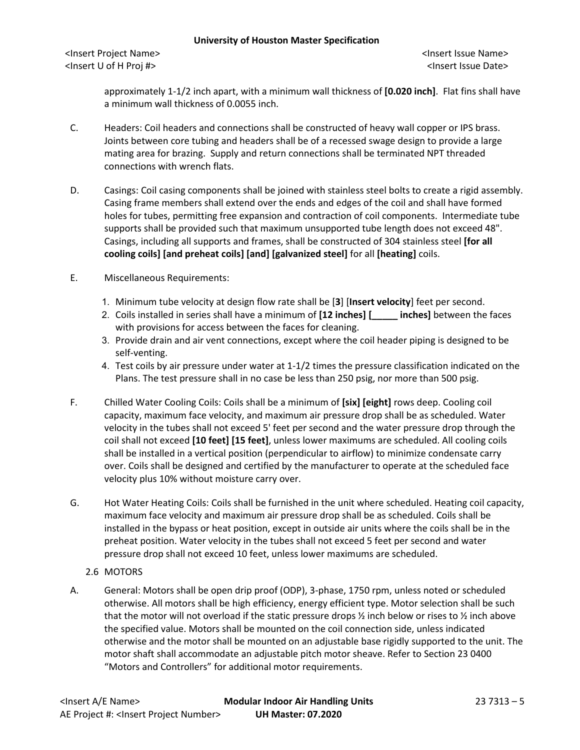approximately 1-1/2 inch apart, with a minimum wall thickness of **[0.020 inch]**. Flat fins shall have a minimum wall thickness of 0.0055 inch.

C. Headers: Coil headers and connections shall be constructed of heavy wall copper or IPS brass. Joints between core tubing and headers shall be of a recessed swage design to provide a large mating area for brazing. Supply and return connections shall be terminated NPT threaded connections with wrench flats.

D. Casings: Coil casing components shall be joined with stainless steel bolts to create a rigid assembly. Casing frame members shall extend over the ends and edges of the coil and shall have formed holes for tubes, permitting free expansion and contraction of coil components. Intermediate tube supports shall be provided such that maximum unsupported tube length does not exceed 48". Casings, including all supports and frames, shall be constructed of 304 stainless steel **[for all cooling coils] [and preheat coils] [and] [galvanized steel]** for all **[heating]** coils.

E. Miscellaneous Requirements:

1. Minimum tube velocity at design flow rate shall be [**3**] [**Insert velocity**] feet per second.
2. Coils installed in series shall have a minimum of **[12 inches] [_____ inches]** between the faces with provisions for access between the faces for cleaning.
3. Provide drain and air vent connections, except where the coil header piping is designed to be self-venting.
4. Test coils by air pressure under water at 1-1/2 times the pressure classification indicated on the Plans. The test pressure shall in no case be less than 250 psig, nor more than 500 psig.

F. Chilled Water Cooling Coils: Coils shall be a minimum of **[six] [eight]** rows deep. Cooling coil capacity, maximum face velocity, and maximum air pressure drop shall be as scheduled. Water velocity in the tubes shall not exceed 5' feet per second and the water pressure drop through the coil shall not exceed **[10 feet] [15 feet]**, unless lower maximums are scheduled. All cooling coils shall be installed in a vertical position (perpendicular to airflow) to minimize condensate carry over. Coils shall be designed and certified by the manufacturer to operate at the scheduled face velocity plus 10% without moisture carry over.

G. Hot Water Heating Coils: Coils shall be furnished in the unit where scheduled. Heating coil capacity, maximum face velocity and maximum air pressure drop shall be as scheduled. Coils shall be installed in the bypass or heat position, except in outside air units where the coils shall be in the preheat position. Water velocity in the tubes shall not exceed 5 feet per second and water pressure drop shall not exceed 10 feet, unless lower maximums are scheduled.

## 2.6 MOTORS

A. General: Motors shall be open drip proof (ODP), 3-phase, 1750 rpm, unless noted or scheduled otherwise. All motors shall be high efficiency, energy efficient type. Motor selection shall be such that the motor will not overload if the static pressure drops ½ inch below or rises to ½ inch above the specified value. Motors shall be mounted on the coil connection side, unless indicated otherwise and the motor shall be mounted on an adjustable base rigidly supported to the unit. The motor shaft shall accommodate an adjustable pitch motor sheave. Refer to Section 23 0400 "Motors and Controllers" for additional motor requirements.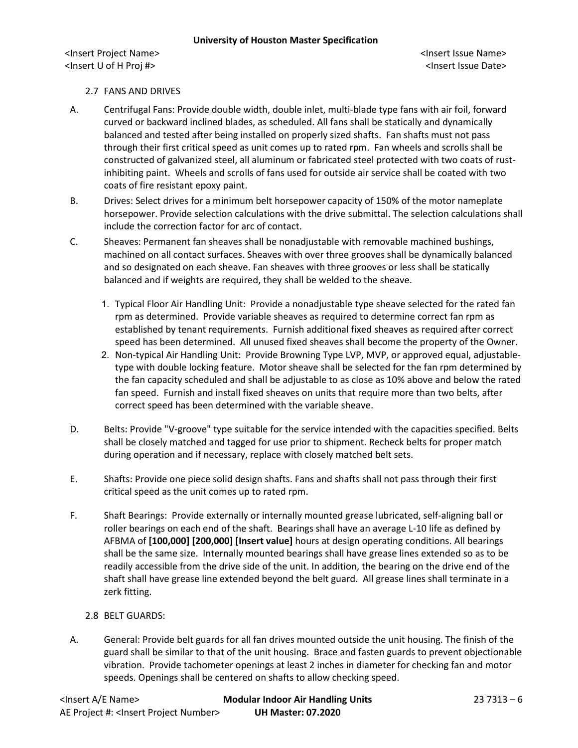## 2.7 FANS AND DRIVES

A. Centrifugal Fans: Provide double width, double inlet, multi-blade type fans with air foil, forward curved or backward inclined blades, as scheduled. All fans shall be statically and dynamically balanced and tested after being installed on properly sized shafts. Fan shafts must not pass through their first critical speed as unit comes up to rated rpm. Fan wheels and scrolls shall be constructed of galvanized steel, all aluminum or fabricated steel protected with two coats of rust-inhibiting paint. Wheels and scrolls of fans used for outside air service shall be coated with two coats of fire resistant epoxy paint.

B. Drives: Select drives for a minimum belt horsepower capacity of 150% of the motor nameplate horsepower. Provide selection calculations with the drive submittal. The selection calculations shall include the correction factor for arc of contact.

C. Sheaves: Permanent fan sheaves shall be nonadjustable with removable machined bushings, machined on all contact surfaces. Sheaves with over three grooves shall be dynamically balanced and so designated on each sheave. Fan sheaves with three grooves or less shall be statically balanced and if weights are required, they shall be welded to the sheave.

1. Typical Floor Air Handling Unit: Provide a nonadjustable type sheave selected for the rated fan rpm as determined. Provide variable sheaves as required to determine correct fan rpm as established by tenant requirements. Furnish additional fixed sheaves as required after correct speed has been determined. All unused fixed sheaves shall become the property of the Owner.
2. Non-typical Air Handling Unit: Provide Browning Type LVP, MVP, or approved equal, adjustable-type with double locking feature. Motor sheave shall be selected for the fan rpm determined by the fan capacity scheduled and shall be adjustable to as close as 10% above and below the rated fan speed. Furnish and install fixed sheaves on units that require more than two belts, after correct speed has been determined with the variable sheave.

D. Belts: Provide "V-groove" type suitable for the service intended with the capacities specified. Belts shall be closely matched and tagged for use prior to shipment. Recheck belts for proper match during operation and if necessary, replace with closely matched belt sets.

E. Shafts: Provide one piece solid design shafts. Fans and shafts shall not pass through their first critical speed as the unit comes up to rated rpm.

F. Shaft Bearings: Provide externally or internally mounted grease lubricated, self-aligning ball or roller bearings on each end of the shaft. Bearings shall have an average L-10 life as defined by AFBMA of **[100,000] [200,000] [Insert value]** hours at design operating conditions. All bearings shall be the same size. Internally mounted bearings shall have grease lines extended so as to be readily accessible from the drive side of the unit. In addition, the bearing on the drive end of the shaft shall have grease line extended beyond the belt guard. All grease lines shall terminate in a zerk fitting.

## 2.8 BELT GUARDS:

A. General: Provide belt guards for all fan drives mounted outside the unit housing. The finish of the guard shall be similar to that of the unit housing. Brace and fasten guards to prevent objectionable vibration. Provide tachometer openings at least 2 inches in diameter for checking fan and motor speeds. Openings shall be centered on shafts to allow checking speed.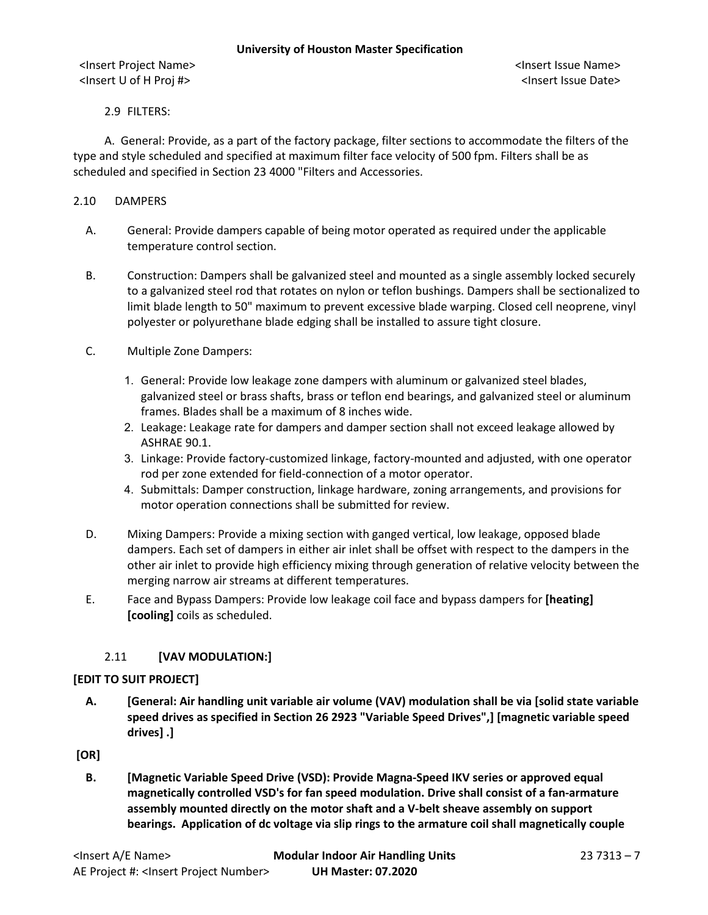2.9 FILTERS:

A. General: Provide, as a part of the factory package, filter sections to accommodate the filters of the type and style scheduled and specified at maximum filter face velocity of 500 fpm. Filters shall be as scheduled and specified in Section 23 4000 "Filters and Accessories.

2.10 DAMPERS

A. General: Provide dampers capable of being motor operated as required under the applicable temperature control section.

B. Construction: Dampers shall be galvanized steel and mounted as a single assembly locked securely to a galvanized steel rod that rotates on nylon or teflon bushings. Dampers shall be sectionalized to limit blade length to 50" maximum to prevent excessive blade warping. Closed cell neoprene, vinyl polyester or polyurethane blade edging shall be installed to assure tight closure.

C. Multiple Zone Dampers:

1. General: Provide low leakage zone dampers with aluminum or galvanized steel blades, galvanized steel or brass shafts, brass or teflon end bearings, and galvanized steel or aluminum frames. Blades shall be a maximum of 8 inches wide.
2. Leakage: Leakage rate for dampers and damper section shall not exceed leakage allowed by ASHRAE 90.1.
3. Linkage: Provide factory-customized linkage, factory-mounted and adjusted, with one operator rod per zone extended for field-connection of a motor operator.
4. Submittals: Damper construction, linkage hardware, zoning arrangements, and provisions for motor operation connections shall be submitted for review.

D. Mixing Dampers: Provide a mixing section with ganged vertical, low leakage, opposed blade dampers. Each set of dampers in either air inlet shall be offset with respect to the dampers in the other air inlet to provide high efficiency mixing through generation of relative velocity between the merging narrow air streams at different temperatures.

E. Face and Bypass Dampers: Provide low leakage coil face and bypass dampers for **[heating] [cooling]** coils as scheduled.

2.11 **[VAV MODULATION:]**

**[EDIT TO SUIT PROJECT]**

**A. [General: Air handling unit variable air volume (VAV) modulation shall be via [solid state variable speed drives as specified in Section 26 2923 "Variable Speed Drives",] [magnetic variable speed drives] .]**

**[OR]**

**B. [Magnetic Variable Speed Drive (VSD): Provide Magna-Speed IKV series or approved equal magnetically controlled VSD's for fan speed modulation. Drive shall consist of a fan-armature assembly mounted directly on the motor shaft and a V-belt sheave assembly on support bearings. Application of dc voltage via slip rings to the armature coil shall magnetically couple**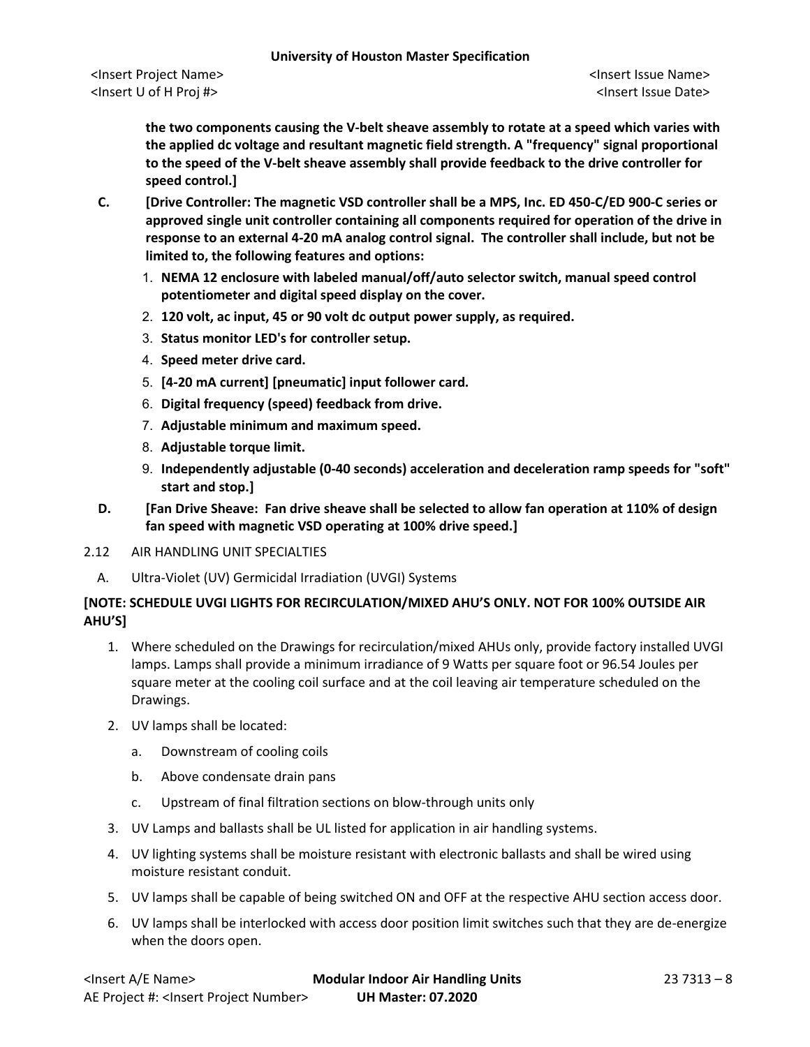**the two components causing the V-belt sheave assembly to rotate at a speed which varies with the applied dc voltage and resultant magnetic field strength. A "frequency" signal proportional to the speed of the V-belt sheave assembly shall provide feedback to the drive controller for speed control.]**

C. **[Drive Controller: The magnetic VSD controller shall be a MPS, Inc. ED 450-C/ED 900-C series or approved single unit controller containing all components required for operation of the drive in response to an external 4-20 mA analog control signal. The controller shall include, but not be limited to, the following features and options:**

1. **NEMA 12 enclosure with labeled manual/off/auto selector switch, manual speed control potentiometer and digital speed display on the cover.**
2. **120 volt, ac input, 45 or 90 volt dc output power supply, as required.**
3. **Status monitor LED's for controller setup.**
4. **Speed meter drive card.**
5. **[4-20 mA current] [pneumatic] input follower card.**
6. **Digital frequency (speed) feedback from drive.**
7. **Adjustable minimum and maximum speed.**
8. **Adjustable torque limit.**
9. **Independently adjustable (0-40 seconds) acceleration and deceleration ramp speeds for "soft" start and stop.]**

D. **[Fan Drive Sheave: Fan drive sheave shall be selected to allow fan operation at 110% of design fan speed with magnetic VSD operating at 100% drive speed.]**

2.12 AIR HANDLING UNIT SPECIALTIES

A. Ultra-Violet (UV) Germicidal Irradiation (UVGI) Systems

**[NOTE: SCHEDULE UVGI LIGHTS FOR RECIRCULATION/MIXED AHU'S ONLY. NOT FOR 100% OUTSIDE AIR AHU'S]**

1. Where scheduled on the Drawings for recirculation/mixed AHUs only, provide factory installed UVGI lamps. Lamps shall provide a minimum irradiance of 9 Watts per square foot or 96.54 Joules per square meter at the cooling coil surface and at the coil leaving air temperature scheduled on the Drawings.
2. UV lamps shall be located:
   a. Downstream of cooling coils
   b. Above condensate drain pans
   c. Upstream of final filtration sections on blow-through units only
3. UV Lamps and ballasts shall be UL listed for application in air handling systems.
4. UV lighting systems shall be moisture resistant with electronic ballasts and shall be wired using moisture resistant conduit.
5. UV lamps shall be capable of being switched ON and OFF at the respective AHU section access door.
6. UV lamps shall be interlocked with access door position limit switches such that they are de-energize when the doors open.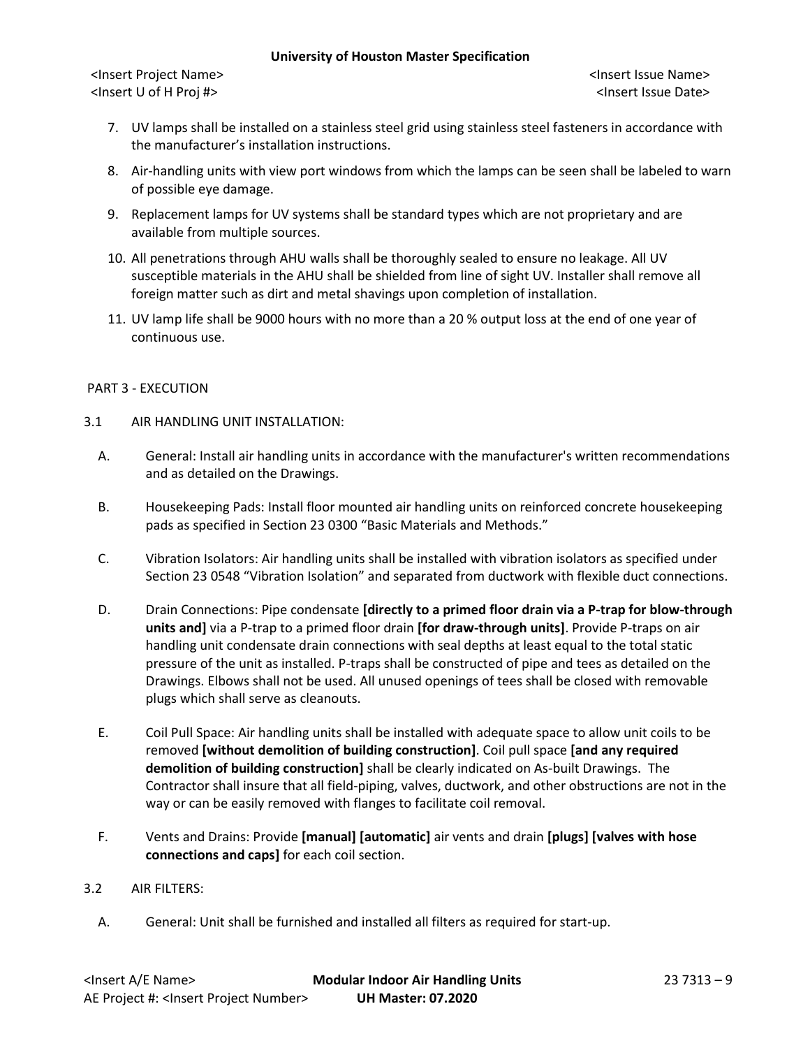7. UV lamps shall be installed on a stainless steel grid using stainless steel fasteners in accordance with the manufacturer's installation instructions.
8. Air-handling units with view port windows from which the lamps can be seen shall be labeled to warn of possible eye damage.
9. Replacement lamps for UV systems shall be standard types which are not proprietary and are available from multiple sources.
10. All penetrations through AHU walls shall be thoroughly sealed to ensure no leakage. All UV susceptible materials in the AHU shall be shielded from line of sight UV. Installer shall remove all foreign matter such as dirt and metal shavings upon completion of installation.
11. UV lamp life shall be 9000 hours with no more than a 20 % output loss at the end of one year of continuous use.

## PART 3 - EXECUTION

### 3.1 AIR HANDLING UNIT INSTALLATION:

A. General: Install air handling units in accordance with the manufacturer's written recommendations and as detailed on the Drawings.

B. Housekeeping Pads: Install floor mounted air handling units on reinforced concrete housekeeping pads as specified in Section 23 0300 "Basic Materials and Methods."

C. Vibration Isolators: Air handling units shall be installed with vibration isolators as specified under Section 23 0548 "Vibration Isolation" and separated from ductwork with flexible duct connections.

D. Drain Connections: Pipe condensate **[directly to a primed floor drain via a P-trap for blow-through units and]** via a P-trap to a primed floor drain **[for draw-through units]**. Provide P-traps on air handling unit condensate drain connections with seal depths at least equal to the total static pressure of the unit as installed. P-traps shall be constructed of pipe and tees as detailed on the Drawings. Elbows shall not be used. All unused openings of tees shall be closed with removable plugs which shall serve as cleanouts.

E. Coil Pull Space: Air handling units shall be installed with adequate space to allow unit coils to be removed **[without demolition of building construction]**. Coil pull space **[and any required demolition of building construction]** shall be clearly indicated on As-built Drawings. The Contractor shall insure that all field-piping, valves, ductwork, and other obstructions are not in the way or can be easily removed with flanges to facilitate coil removal.

F. Vents and Drains: Provide **[manual] [automatic]** air vents and drain **[plugs] [valves with hose connections and caps]** for each coil section.

### 3.2 AIR FILTERS:

A. General: Unit shall be furnished and installed all filters as required for start-up.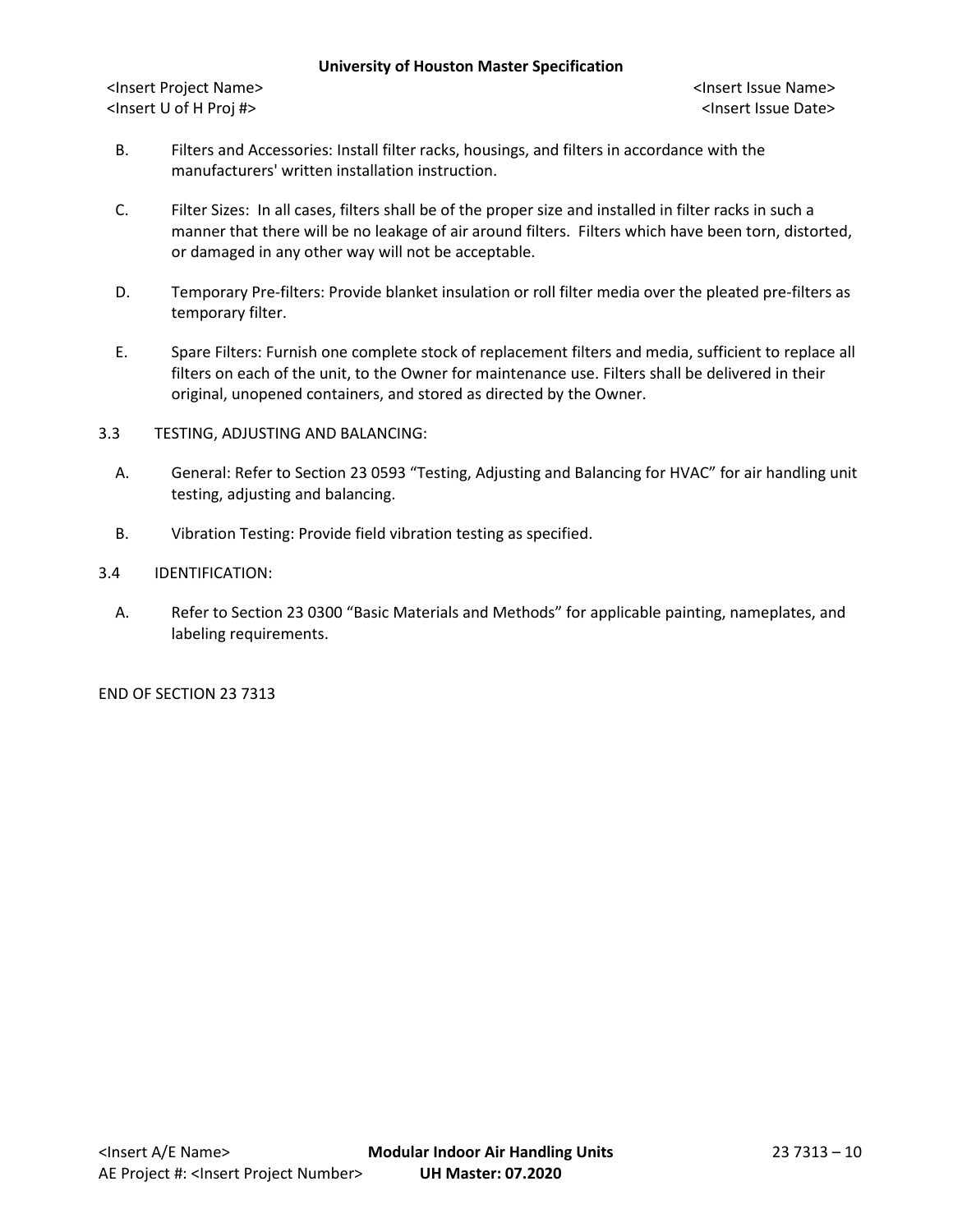B. Filters and Accessories: Install filter racks, housings, and filters in accordance with the manufacturers' written installation instruction.

C. Filter Sizes: In all cases, filters shall be of the proper size and installed in filter racks in such a manner that there will be no leakage of air around filters. Filters which have been torn, distorted, or damaged in any other way will not be acceptable.

D. Temporary Pre-filters: Provide blanket insulation or roll filter media over the pleated pre-filters as temporary filter.

E. Spare Filters: Furnish one complete stock of replacement filters and media, sufficient to replace all filters on each of the unit, to the Owner for maintenance use. Filters shall be delivered in their original, unopened containers, and stored as directed by the Owner.

3.3 TESTING, ADJUSTING AND BALANCING:

A. General: Refer to Section 23 0593 "Testing, Adjusting and Balancing for HVAC" for air handling unit testing, adjusting and balancing.

B. Vibration Testing: Provide field vibration testing as specified.

3.4 IDENTIFICATION:

A. Refer to Section 23 0300 "Basic Materials and Methods" for applicable painting, nameplates, and labeling requirements.

END OF SECTION 23 7313